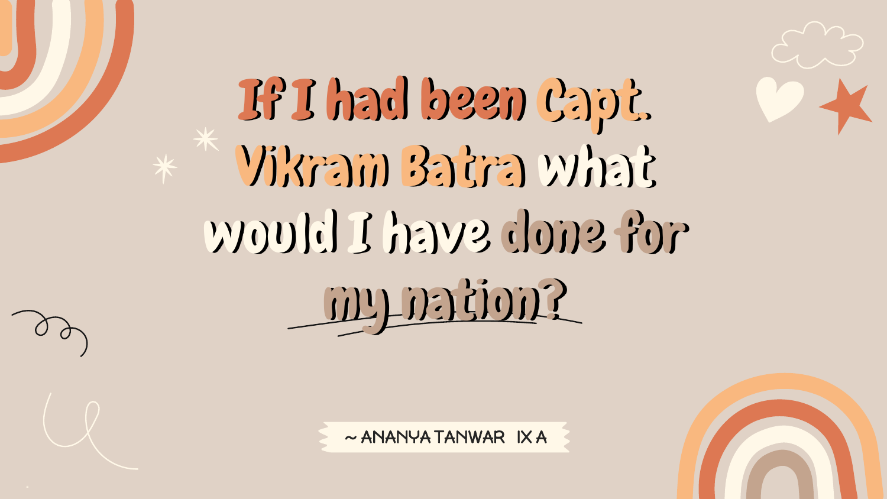# If I had been Capt. Vikram Batra what would I have done for my nation?

~ ANANYA TANWAR IX A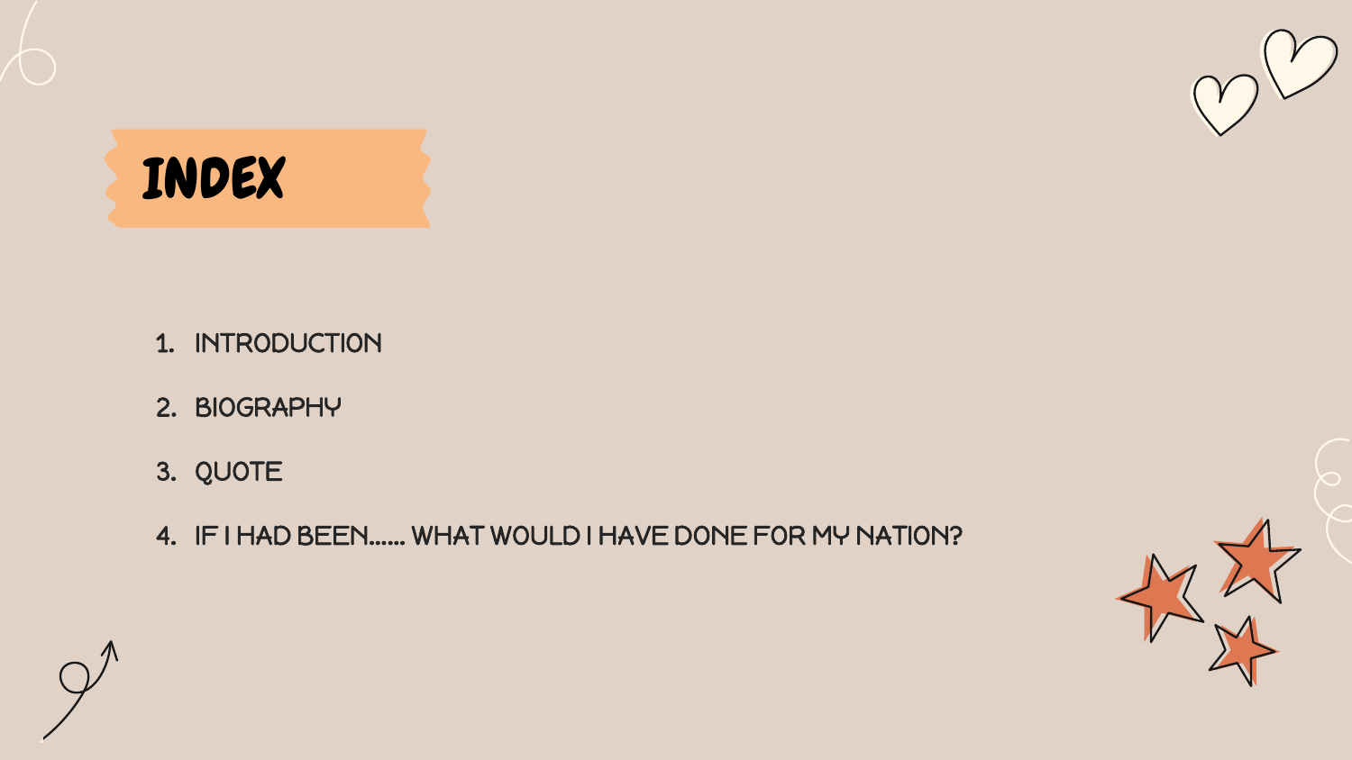# INDEX

1. INTRODUCTION
2. BIOGRAPHY
3. QUOTE
4. IF I HAD BEEN…… WHAT WOULD I HAVE DONE FOR MY NATION?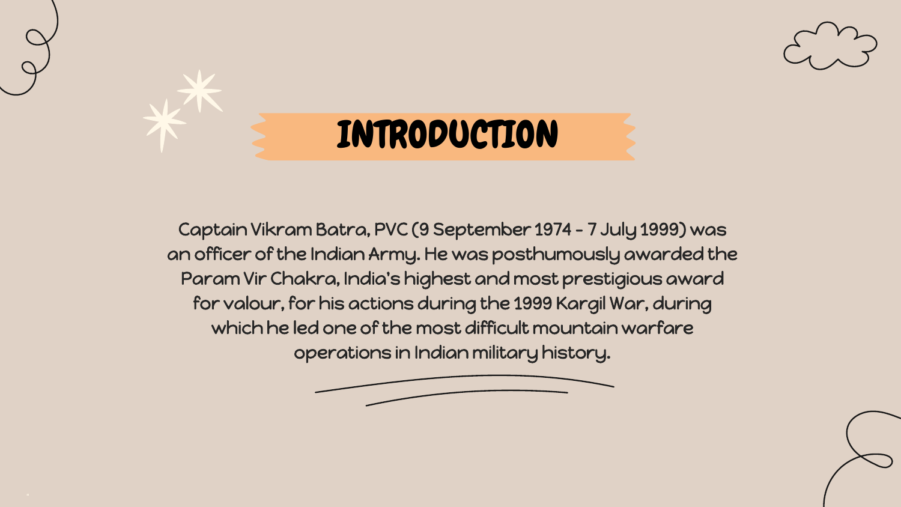# INTRODUCTION

Captain Vikram Batra, PVC (9 September 1974 – 7 July 1999) was an officer of the Indian Army. He was posthumously awarded the Param Vir Chakra, India's highest and most prestigious award for valour, for his actions during the 1999 Kargil War, during which he led one of the most difficult mountain warfare operations in Indian military history.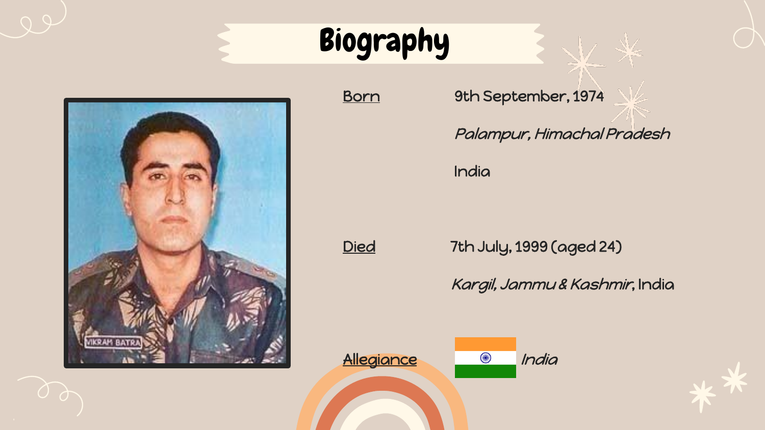# Biography

**Born** 9th September, 1974

*Palampur, Himachal Pradesh*

India

**Died** 7th July, 1999 (aged 24)

*Kargil, Jammu & Kashmir*, India

**Allegiance** *India*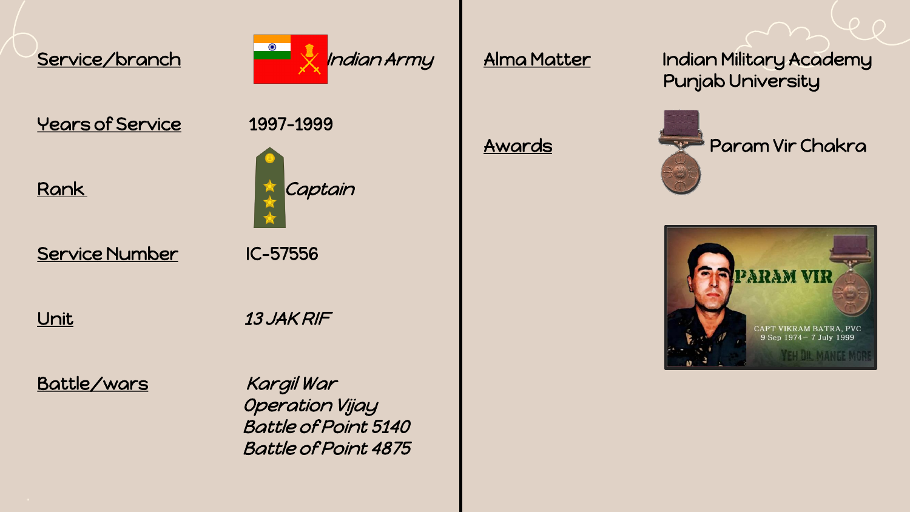| | |
|---|---|
| **Service/branch** | *Indian Army* |
| **Years of Service** | 1997-1999 |
| **Rank** | *Captain* |
| **Service Number** | IC-57556 |
| **Unit** | *13 JAK RIF* |
| **Battle/wars** | *Kargil War*<br>*Operation Vijay*<br>*Battle of Point 5140*<br>*Battle of Point 4875* |
| **Alma Matter** | Indian Military Academy<br>Punjab University |
| **Awards** | Param Vir Chakra |

PARAM VIR

CAPT VIKRAM BATRA, PVC
9 Sep 1974 – 7 July 1999

YEH DIL MANGE MORE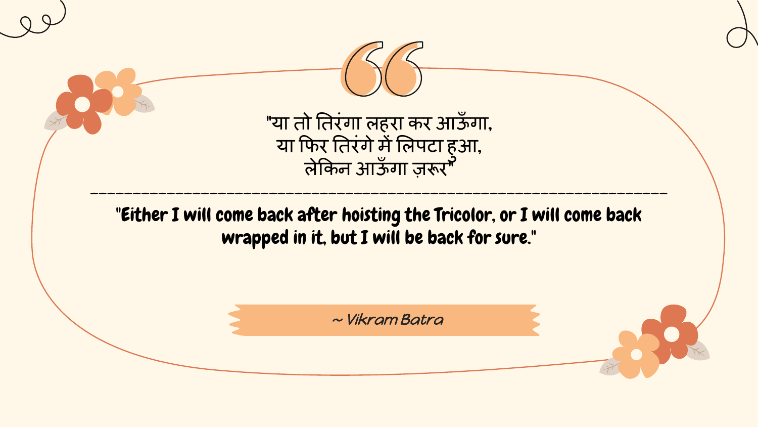"या तो तिरंगा लहरा कर आऊँगा,
या फिर तिरंगे में लिपटा हुआ,
लेकिन आऊँगा ज़रूर"

---

**"Either I will come back after hoisting the Tricolor, or I will come back wrapped in it, but I will be back for sure."**

*~ Vikram Batra*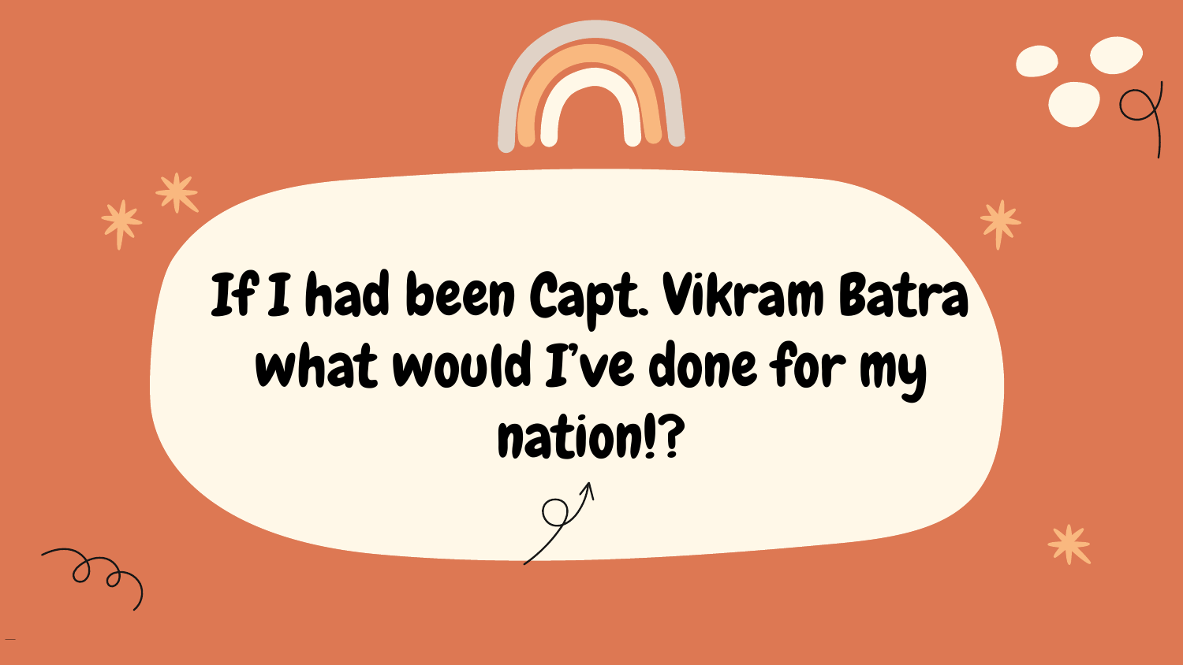# If I had been Capt. Vikram Batra what would I've done for my nation!?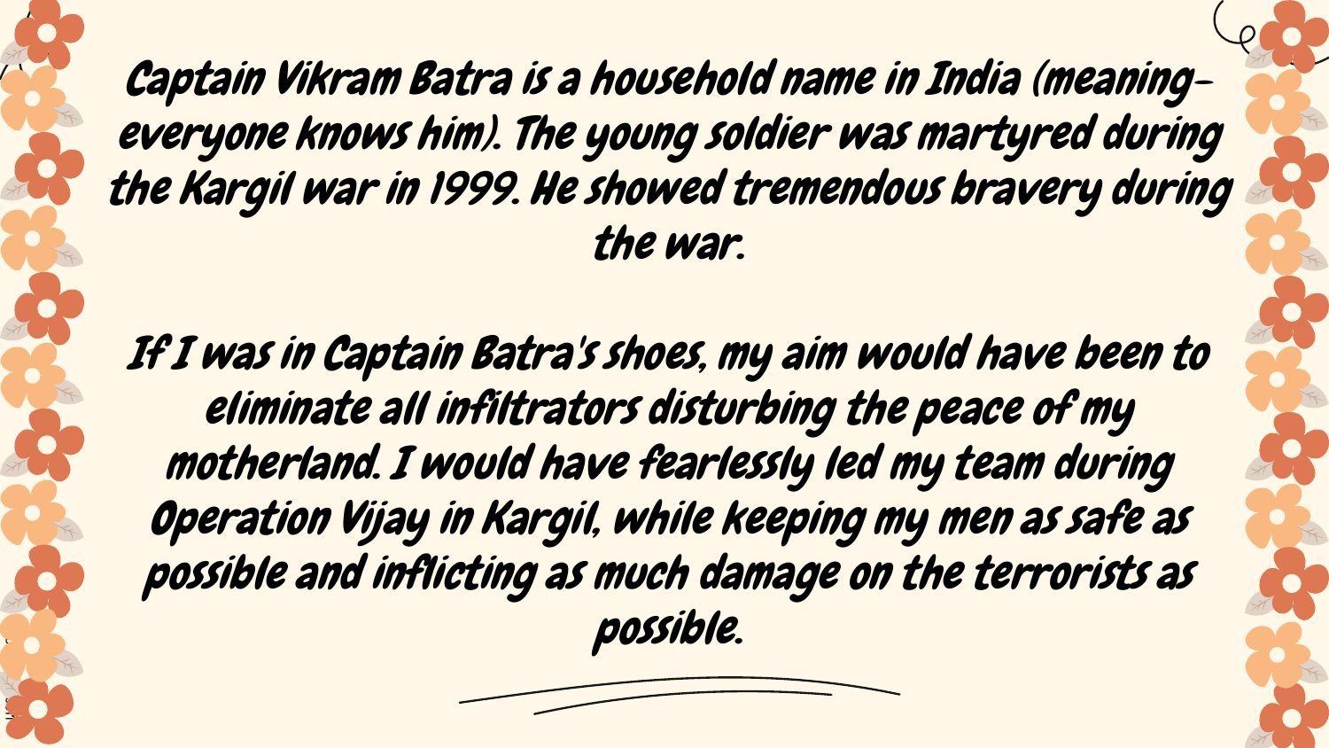Captain Vikram Batra is a household name in India (meaning- everyone knows him). The young soldier was martyred during the Kargil war in 1999. He showed tremendous bravery during the war.

If I was in Captain Batra's shoes, my aim would have been to eliminate all infiltrators disturbing the peace of my motherland. I would have fearlessly led my team during Operation Vijay in Kargil, while keeping my men as safe as possible and inflicting as much damage on the terrorists as possible.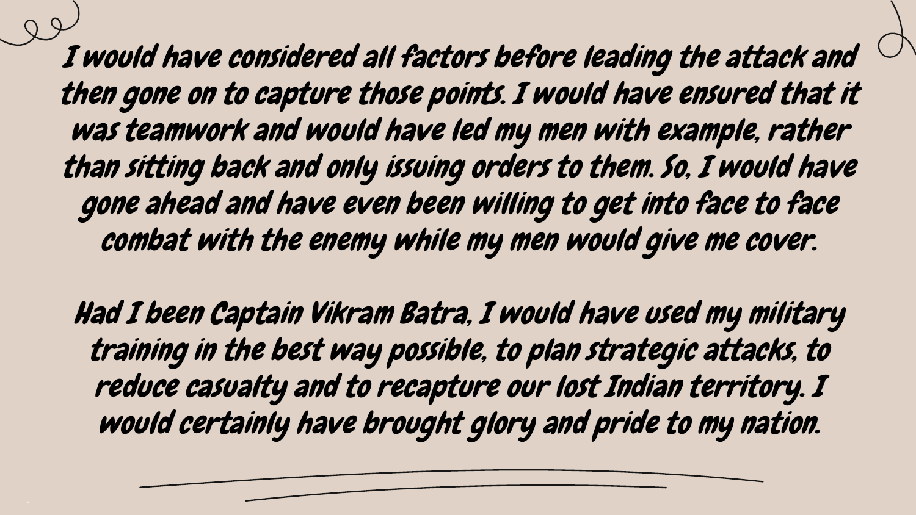I would have considered all factors before leading the attack and then gone on to capture those points. I would have ensured that it was teamwork and would have led my men with example, rather than sitting back and only issuing orders to them. So, I would have gone ahead and have even been willing to get into face to face combat with the enemy while my men would give me cover.

Had I been Captain Vikram Batra, I would have used my military training in the best way possible, to plan strategic attacks, to reduce casualty and to recapture our lost Indian territory. I would certainly have brought glory and pride to my nation.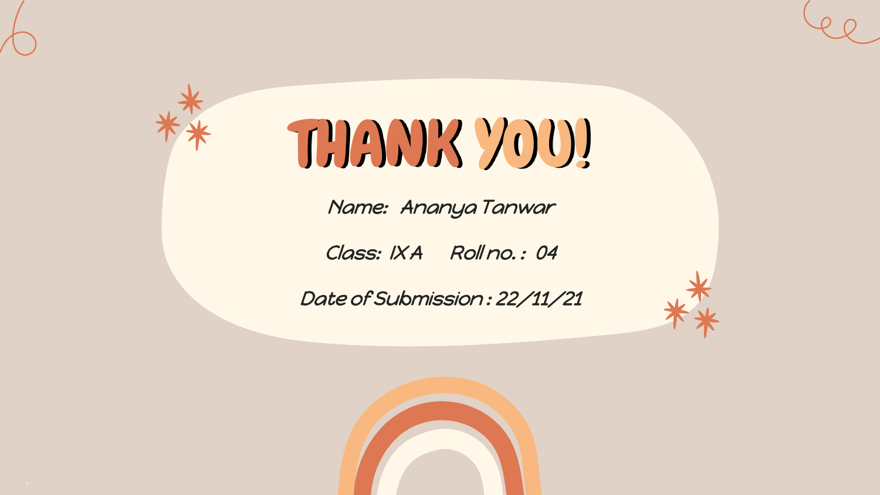# THANK YOU!

Name: Ananya Tanwar

Class: IX A     Roll no. : 04

Date of Submission : 22/11/21